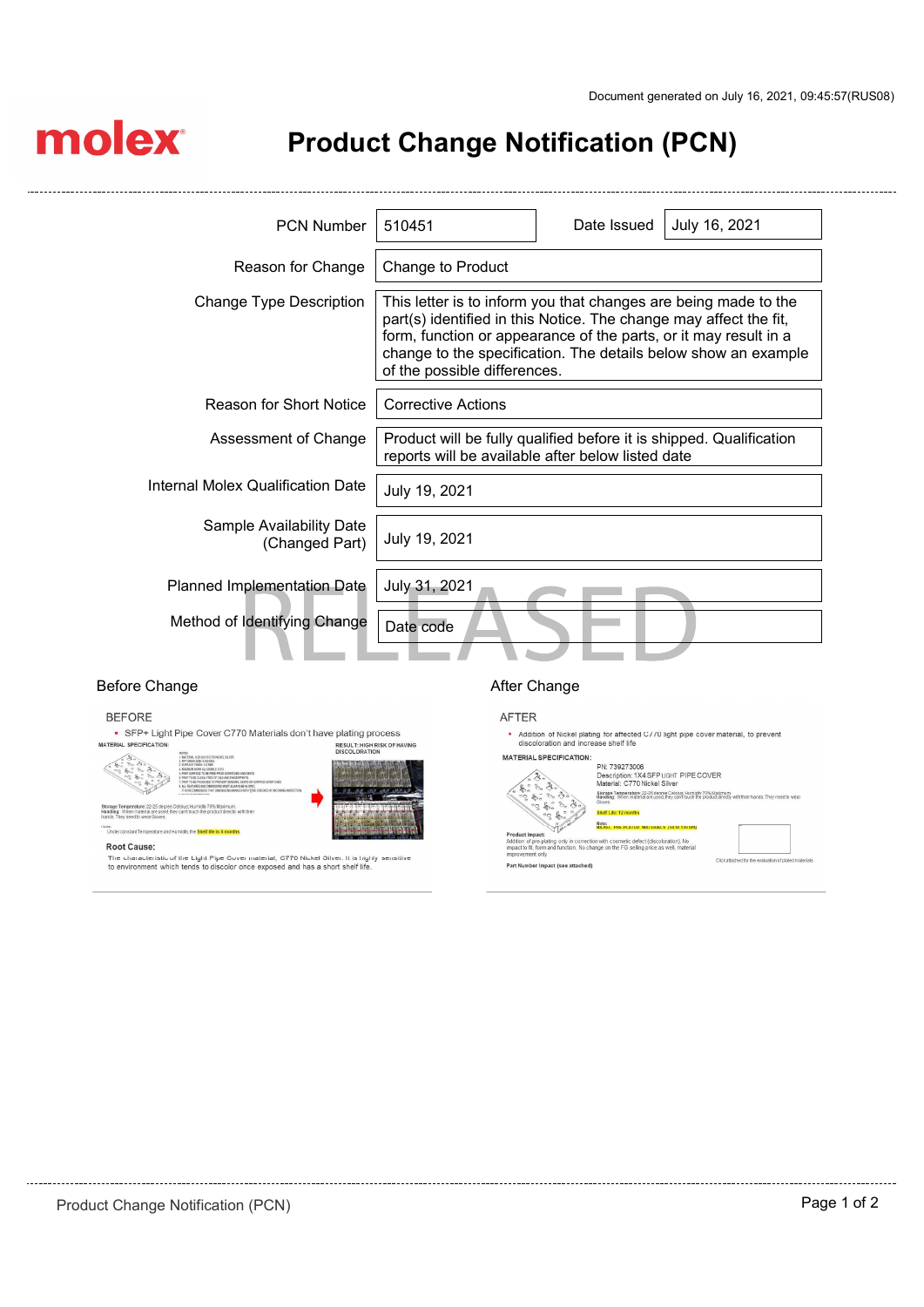Document generated on July 16, 2021, 09:45:57(RUS08)

molex

# Product Change Notification (PCN)

| | | | |
|---|---|---|---|
| PCN Number | 510451 | Date Issued | July 16, 2021 |
| Reason for Change | Change to Product | | |
| Change Type Description | This letter is to inform you that changes are being made to the part(s) identified in this Notice. The change may affect the fit, form, function or appearance of the parts, or it may result in a change to the specification. The details below show an example of the possible differences. | | |
| Reason for Short Notice | Corrective Actions | | |
| Assessment of Change | Product will be fully qualified before it is shipped. Qualification reports will be available after below listed date | | |
| Internal Molex Qualification Date | July 19, 2021 | | |
| Sample Availability Date (Changed Part) | July 19, 2021 | | |
| Planned Implementation Date | July 31, 2021 | | |
| Method of Identifying Change | Date code | | |

RELEASED

## Before Change

BEFORE

- SFP+ Light Pipe Cover C770 Materials don't have plating process

MATERIAL SPECIFICATION:

RESULT: HIGH RISK OF HAVING DISCOLORATION

Storage Temperature: 22-25 degree Celsius; Humidity 70% Maximum.
Handling: When material are used, they can't touch the product directly with their hands. They need to wear Gloves.

Under constant Temperature and Humidity, the Shelf life is 6 months

Root Cause:

The characteristic of the Light Pipe Cover material, C770 Nickel Silver. It is highly sensitive to environment which tends to discolor once exposed and has a short shelf life.

## After Change

AFTER

- Addition of Nickel plating for affected C770 light pipe cover material, to prevent discoloration and increase shelf life

MATERIAL SPECIFICATION:

PN: 739273006
Description: 1X4 SFP LIGHT PIPE COVER
Material: C770 Nickel Silver

Storage Temperature: 22-25 degree Celsius; Humidity 70% Maximum.
Handling: When material are used, they can't touch the product directly with their hands. They need to wear Gloves.

Shelf Life: 12 months

Note:
NICKEL PRE-PLATED MATERIALS (50 to 150 uIn)

Product Impact:
Addition of pre-plating only in correction with cosmetic defect (discoloration). No impact to fit, form and function. No change on the FG selling price as well, material improvement only

Part Number Impact (see attached)

Click attached for the evaluation of plated materials.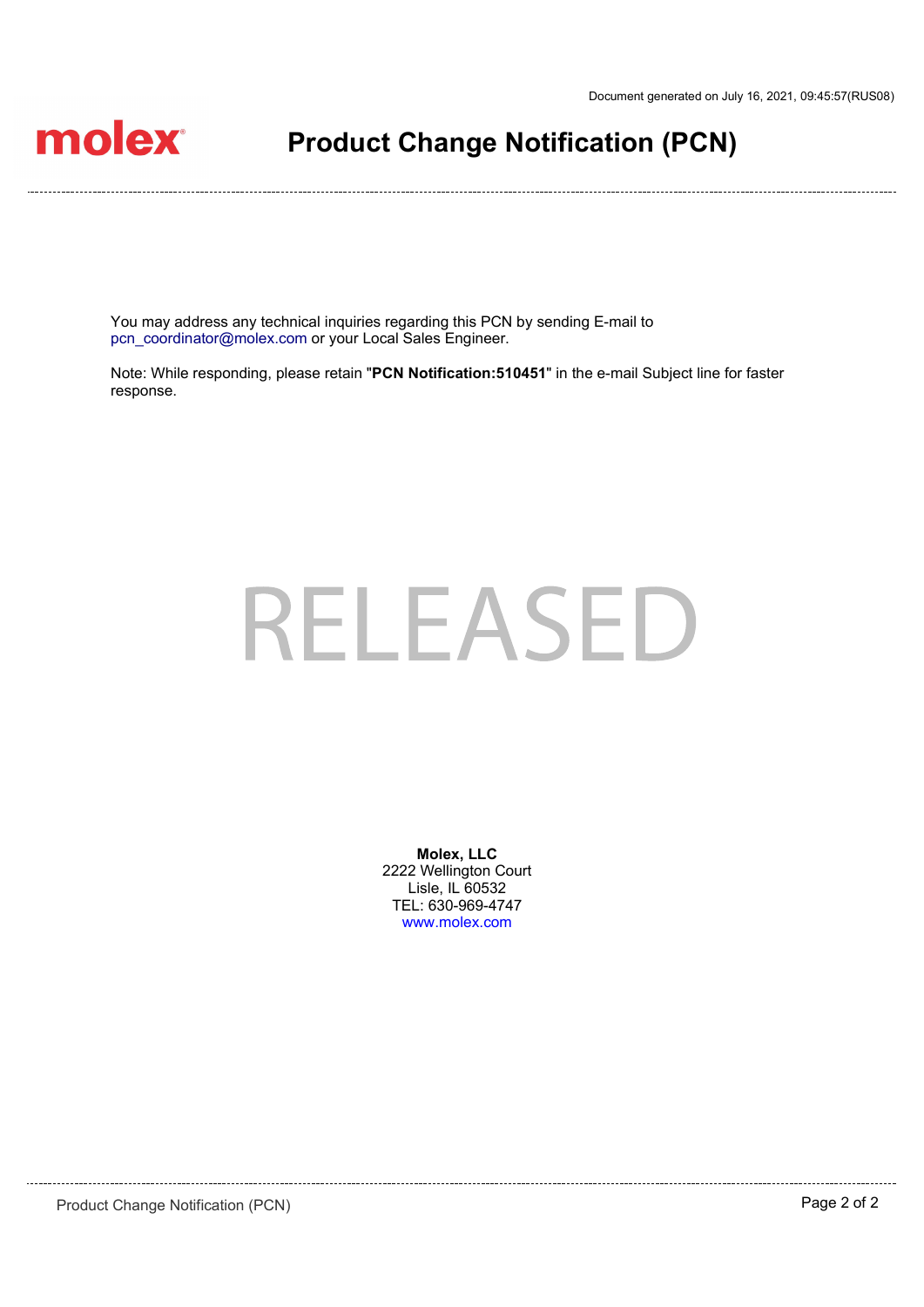Document generated on July 16, 2021, 09:45:57(RUS08)

molex

# Product Change Notification (PCN)

You may address any technical inquiries regarding this PCN by sending E-mail to pcn_coordinator@molex.com or your Local Sales Engineer.

Note: While responding, please retain "**PCN Notification:510451**" in the e-mail Subject line for faster response.

RELEASED

**Molex, LLC**
2222 Wellington Court
Lisle, IL 60532
TEL: 630-969-4747
www.molex.com